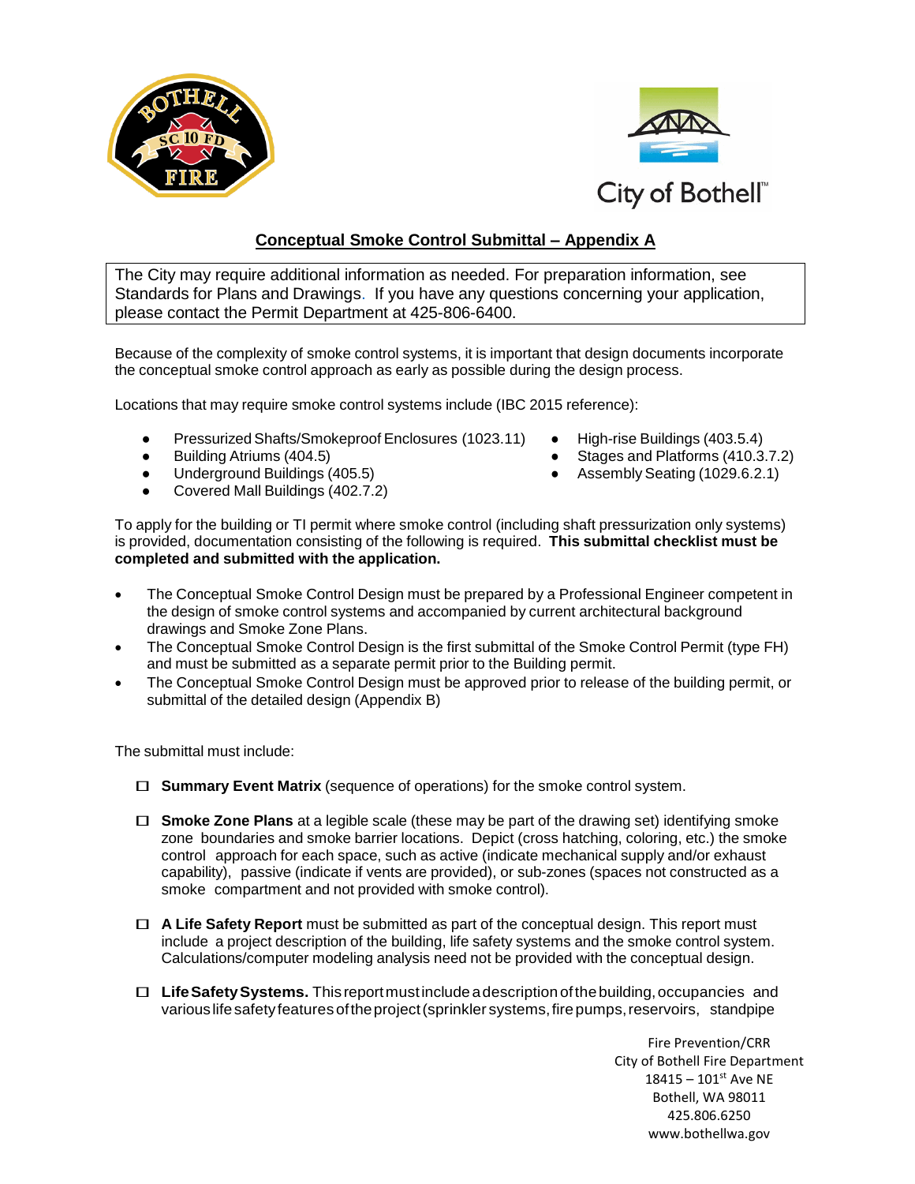City of Bothell™

## Conceptual Smoke Control Submittal – Appendix A

The City may require additional information as needed. For preparation information, see Standards for Plans and Drawings. If you have any questions concerning your application, please contact the Permit Department at 425-806-6400.

Because of the complexity of smoke control systems, it is important that design documents incorporate the conceptual smoke control approach as early as possible during the design process.

Locations that may require smoke control systems include (IBC 2015 reference):

- Pressurized Shafts/Smokeproof Enclosures (1023.11)
- Building Atriums (404.5)
- Underground Buildings (405.5)
- Covered Mall Buildings (402.7.2)
- High-rise Buildings (403.5.4)
- Stages and Platforms (410.3.7.2)
- Assembly Seating (1029.6.2.1)

To apply for the building or TI permit where smoke control (including shaft pressurization only systems) is provided, documentation consisting of the following is required. **This submittal checklist must be completed and submitted with the application.**

- The Conceptual Smoke Control Design must be prepared by a Professional Engineer competent in the design of smoke control systems and accompanied by current architectural background drawings and Smoke Zone Plans.
- The Conceptual Smoke Control Design is the first submittal of the Smoke Control Permit (type FH) and must be submitted as a separate permit prior to the Building permit.
- The Conceptual Smoke Control Design must be approved prior to release of the building permit, or submittal of the detailed design (Appendix B)

The submittal must include:

- ☐ **Summary Event Matrix** (sequence of operations) for the smoke control system.
- ☐ **Smoke Zone Plans** at a legible scale (these may be part of the drawing set) identifying smoke zone boundaries and smoke barrier locations. Depict (cross hatching, coloring, etc.) the smoke control approach for each space, such as active (indicate mechanical supply and/or exhaust capability), passive (indicate if vents are provided), or sub-zones (spaces not constructed as a smoke compartment and not provided with smoke control).
- ☐ **A Life Safety Report** must be submitted as part of the conceptual design. This report must include a project description of the building, life safety systems and the smoke control system. Calculations/computer modeling analysis need not be provided with the conceptual design.
- ☐ **Life Safety Systems.** This report must include a description of the building, occupancies and various life safety features of the project (sprinkler systems, fire pumps, reservoirs, standpipe

Fire Prevention/CRR
City of Bothell Fire Department
18415 – 101st Ave NE
Bothell, WA 98011
425.806.6250
www.bothellwa.gov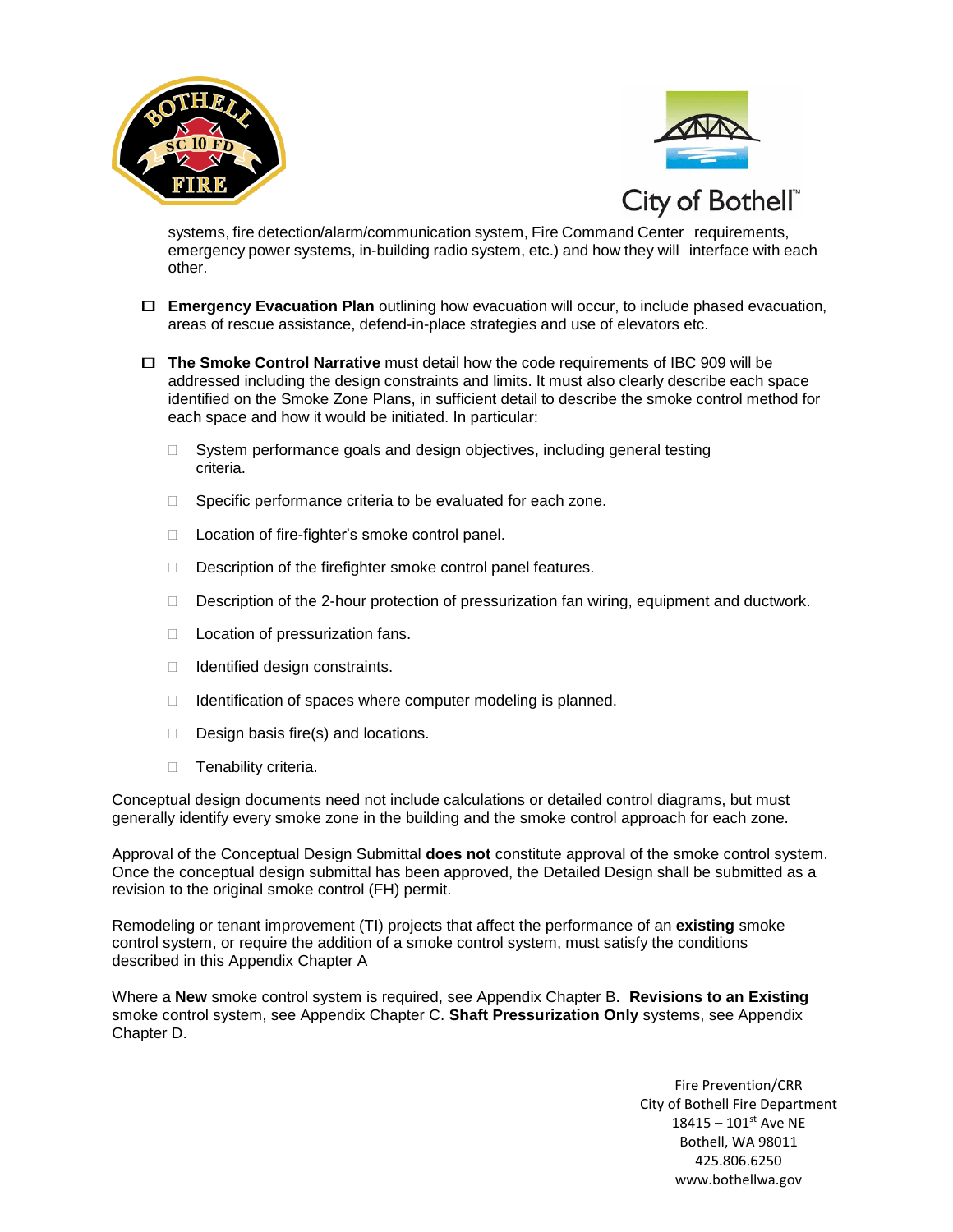systems, fire detection/alarm/communication system, Fire Command Center requirements, emergency power systems, in-building radio system, etc.) and how they will interface with each other.

- ☐ **Emergency Evacuation Plan** outlining how evacuation will occur, to include phased evacuation, areas of rescue assistance, defend-in-place strategies and use of elevators etc.

- ☐ **The Smoke Control Narrative** must detail how the code requirements of IBC 909 will be addressed including the design constraints and limits. It must also clearly describe each space identified on the Smoke Zone Plans, in sufficient detail to describe the smoke control method for each space and how it would be initiated. In particular:

  - System performance goals and design objectives, including general testing criteria.
  - Specific performance criteria to be evaluated for each zone.
  - Location of fire-fighter's smoke control panel.
  - Description of the firefighter smoke control panel features.
  - Description of the 2-hour protection of pressurization fan wiring, equipment and ductwork.
  - Location of pressurization fans.
  - Identified design constraints.
  - Identification of spaces where computer modeling is planned.
  - Design basis fire(s) and locations.
  - Tenability criteria.

Conceptual design documents need not include calculations or detailed control diagrams, but must generally identify every smoke zone in the building and the smoke control approach for each zone.

Approval of the Conceptual Design Submittal **does not** constitute approval of the smoke control system. Once the conceptual design submittal has been approved, the Detailed Design shall be submitted as a revision to the original smoke control (FH) permit.

Remodeling or tenant improvement (TI) projects that affect the performance of an **existing** smoke control system, or require the addition of a smoke control system, must satisfy the conditions described in this Appendix Chapter A

Where a **New** smoke control system is required, see Appendix Chapter B. **Revisions to an Existing** smoke control system, see Appendix Chapter C. **Shaft Pressurization Only** systems, see Appendix Chapter D.

Fire Prevention/CRR
City of Bothell Fire Department
18415 – 101st Ave NE
Bothell, WA 98011
425.806.6250
www.bothellwa.gov